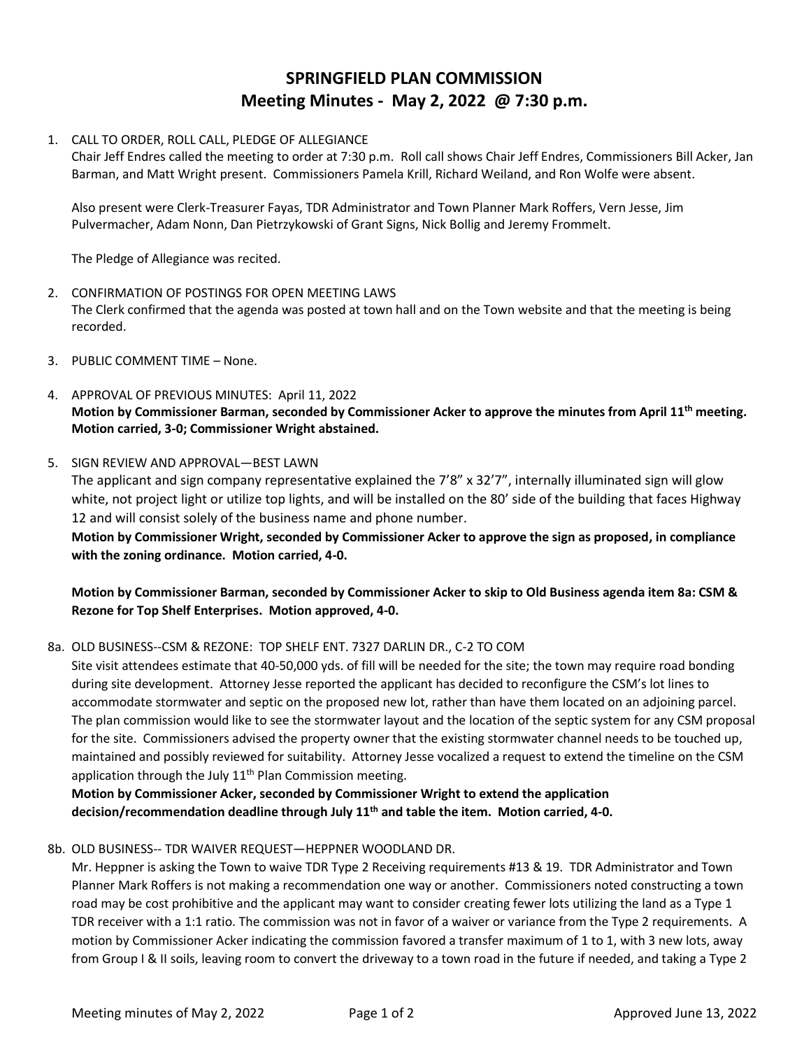# SPRINGFIELD PLAN COMMISSION
## Meeting Minutes - May 2, 2022 @ 7:30 p.m.

1. CALL TO ORDER, ROLL CALL, PLEDGE OF ALLEGIANCE

   Chair Jeff Endres called the meeting to order at 7:30 p.m. Roll call shows Chair Jeff Endres, Commissioners Bill Acker, Jan Barman, and Matt Wright present. Commissioners Pamela Krill, Richard Weiland, and Ron Wolfe were absent.

   Also present were Clerk-Treasurer Fayas, TDR Administrator and Town Planner Mark Roffers, Vern Jesse, Jim Pulvermacher, Adam Nonn, Dan Pietrzykowski of Grant Signs, Nick Bollig and Jeremy Frommelt.

   The Pledge of Allegiance was recited.

2. CONFIRMATION OF POSTINGS FOR OPEN MEETING LAWS

   The Clerk confirmed that the agenda was posted at town hall and on the Town website and that the meeting is being recorded.

3. PUBLIC COMMENT TIME – None.

4. APPROVAL OF PREVIOUS MINUTES: April 11, 2022

   **Motion by Commissioner Barman, seconded by Commissioner Acker to approve the minutes from April 11th meeting. Motion carried, 3-0; Commissioner Wright abstained.**

5. SIGN REVIEW AND APPROVAL—BEST LAWN

   The applicant and sign company representative explained the 7'8" x 32'7", internally illuminated sign will glow white, not project light or utilize top lights, and will be installed on the 80' side of the building that faces Highway 12 and will consist solely of the business name and phone number.

   **Motion by Commissioner Wright, seconded by Commissioner Acker to approve the sign as proposed, in compliance with the zoning ordinance. Motion carried, 4-0.**

   **Motion by Commissioner Barman, seconded by Commissioner Acker to skip to Old Business agenda item 8a: CSM & Rezone for Top Shelf Enterprises. Motion approved, 4-0.**

8a. OLD BUSINESS--CSM & REZONE: TOP SHELF ENT. 7327 DARLIN DR., C-2 TO COM

   Site visit attendees estimate that 40-50,000 yds. of fill will be needed for the site; the town may require road bonding during site development. Attorney Jesse reported the applicant has decided to reconfigure the CSM's lot lines to accommodate stormwater and septic on the proposed new lot, rather than have them located on an adjoining parcel. The plan commission would like to see the stormwater layout and the location of the septic system for any CSM proposal for the site. Commissioners advised the property owner that the existing stormwater channel needs to be touched up, maintained and possibly reviewed for suitability. Attorney Jesse vocalized a request to extend the timeline on the CSM application through the July 11th Plan Commission meeting.

   **Motion by Commissioner Acker, seconded by Commissioner Wright to extend the application decision/recommendation deadline through July 11th and table the item. Motion carried, 4-0.**

8b. OLD BUSINESS-- TDR WAIVER REQUEST—HEPPNER WOODLAND DR.

   Mr. Heppner is asking the Town to waive TDR Type 2 Receiving requirements #13 & 19. TDR Administrator and Town Planner Mark Roffers is not making a recommendation one way or another. Commissioners noted constructing a town road may be cost prohibitive and the applicant may want to consider creating fewer lots utilizing the land as a Type 1 TDR receiver with a 1:1 ratio. The commission was not in favor of a waiver or variance from the Type 2 requirements. A motion by Commissioner Acker indicating the commission favored a transfer maximum of 1 to 1, with 3 new lots, away from Group I & II soils, leaving room to convert the driveway to a town road in the future if needed, and taking a Type 2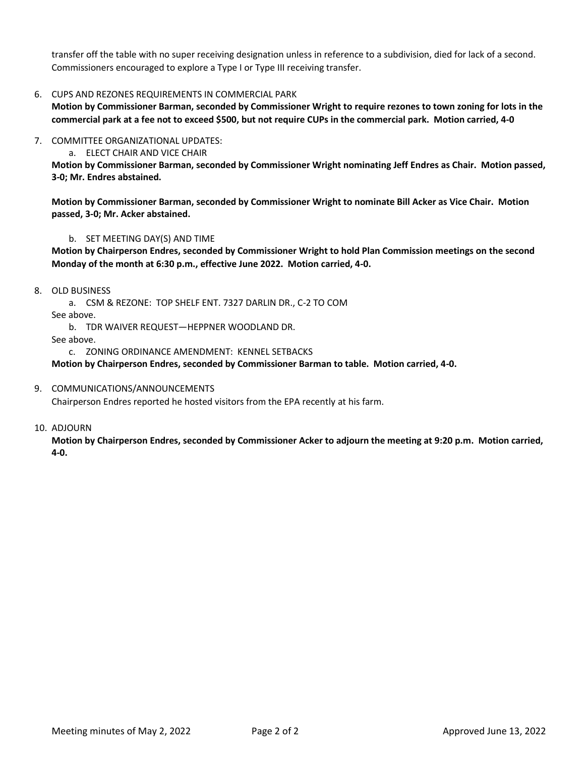transfer off the table with no super receiving designation unless in reference to a subdivision, died for lack of a second. Commissioners encouraged to explore a Type I or Type III receiving transfer.

6. CUPS AND REZONES REQUIREMENTS IN COMMERCIAL PARK

   **Motion by Commissioner Barman, seconded by Commissioner Wright to require rezones to town zoning for lots in the commercial park at a fee not to exceed $500, but not require CUPs in the commercial park. Motion carried, 4-0**

7. COMMITTEE ORGANIZATIONAL UPDATES:

   a. ELECT CHAIR AND VICE CHAIR

   **Motion by Commissioner Barman, seconded by Commissioner Wright nominating Jeff Endres as Chair. Motion passed, 3-0; Mr. Endres abstained.**

   **Motion by Commissioner Barman, seconded by Commissioner Wright to nominate Bill Acker as Vice Chair. Motion passed, 3-0; Mr. Acker abstained.**

   b. SET MEETING DAY(S) AND TIME

   **Motion by Chairperson Endres, seconded by Commissioner Wright to hold Plan Commission meetings on the second Monday of the month at 6:30 p.m., effective June 2022. Motion carried, 4-0.**

8. OLD BUSINESS

   a. CSM & REZONE: TOP SHELF ENT. 7327 DARLIN DR., C-2 TO COM

   See above.

   b. TDR WAIVER REQUEST—HEPPNER WOODLAND DR.

   See above.

   c. ZONING ORDINANCE AMENDMENT: KENNEL SETBACKS

   **Motion by Chairperson Endres, seconded by Commissioner Barman to table. Motion carried, 4-0.**

9. COMMUNICATIONS/ANNOUNCEMENTS

   Chairperson Endres reported he hosted visitors from the EPA recently at his farm.

10. ADJOURN

    **Motion by Chairperson Endres, seconded by Commissioner Acker to adjourn the meeting at 9:20 p.m. Motion carried, 4-0.**

Meeting minutes of May 2, 2022 — Approved June 13, 2022